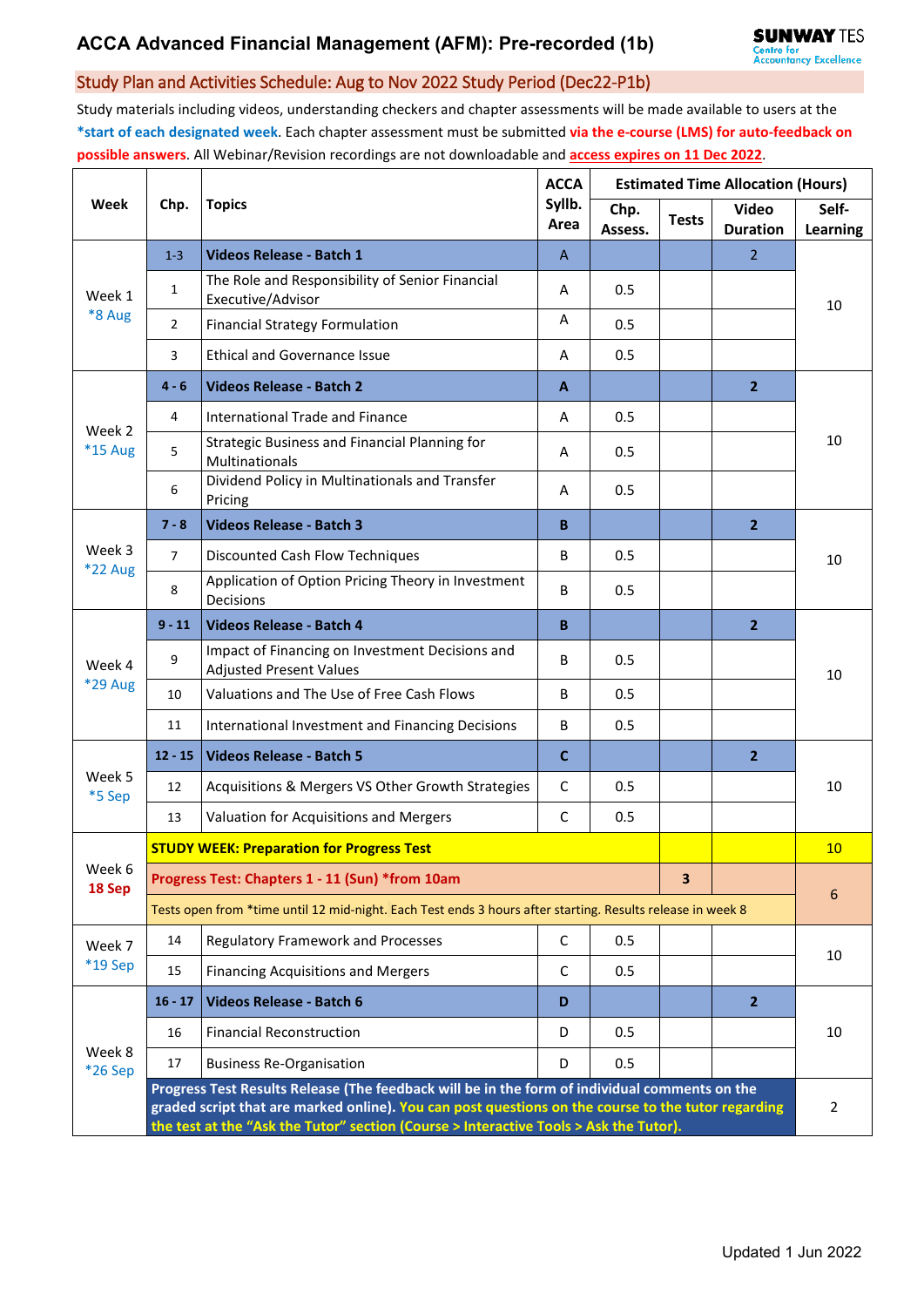# ACCA Advanced Financial Management (AFM): Pre-recorded (1b)

SUNWAY TES Centre for Accountancy Excellence

## Study Plan and Activities Schedule: Aug to Nov 2022 Study Period (Dec22-P1b)

Study materials including videos, understanding checkers and chapter assessments will be made available to users at the **\*start of each designated week**. Each chapter assessment must be submitted **via the e-course (LMS) for auto-feedback on possible answers**. All Webinar/Revision recordings are not downloadable and **access expires on 11 Dec 2022**.

| Week | Chp. | Topics | ACCA Syllb. Area | Estimated Time Allocation (Hours) | | | |
|---|---|---|---|---|---|---|---|
| | | | | Chp. Assess. | Tests | Video Duration | Self-Learning |
| Week 1 *8 Aug | 1-3 | **Videos Release - Batch 1** | A | | | 2 | 10 |
| | 1 | The Role and Responsibility of Senior Financial Executive/Advisor | A | 0.5 | | | |
| | 2 | Financial Strategy Formulation | A | 0.5 | | | |
| | 3 | Ethical and Governance Issue | A | 0.5 | | | |
| Week 2 *15 Aug | 4 - 6 | **Videos Release - Batch 2** | **A** | | | **2** | 10 |
| | 4 | International Trade and Finance | A | 0.5 | | | |
| | 5 | Strategic Business and Financial Planning for Multinationals | A | 0.5 | | | |
| | 6 | Dividend Policy in Multinationals and Transfer Pricing | A | 0.5 | | | |
| Week 3 *22 Aug | 7 - 8 | **Videos Release - Batch 3** | **B** | | | **2** | 10 |
| | 7 | Discounted Cash Flow Techniques | B | 0.5 | | | |
| | 8 | Application of Option Pricing Theory in Investment Decisions | B | 0.5 | | | |
| Week 4 *29 Aug | 9 - 11 | **Videos Release - Batch 4** | **B** | | | **2** | 10 |
| | 9 | Impact of Financing on Investment Decisions and Adjusted Present Values | B | 0.5 | | | |
| | 10 | Valuations and The Use of Free Cash Flows | B | 0.5 | | | |
| | 11 | International Investment and Financing Decisions | B | 0.5 | | | |
| Week 5 *5 Sep | 12 - 15 | **Videos Release - Batch 5** | **C** | | | **2** | 10 |
| | 12 | Acquisitions & Mergers VS Other Growth Strategies | C | 0.5 | | | |
| | 13 | Valuation for Acquisitions and Mergers | C | 0.5 | | | |
| Week 6 **18 Sep** | | **STUDY WEEK: Preparation for Progress Test** | | | | | 10 |
| | | **Progress Test: Chapters 1 - 11 (Sun) *from 10am** | | | **3** | | 6 |
| | | Tests open from *time until 12 mid-night. Each Test ends 3 hours after starting. Results release in week 8 | | | | | |
| Week 7 *19 Sep | 14 | Regulatory Framework and Processes | C | 0.5 | | | 10 |
| | 15 | Financing Acquisitions and Mergers | C | 0.5 | | | |
| Week 8 *26 Sep | 16 - 17 | **Videos Release - Batch 6** | **D** | | | **2** | 10 |
| | 16 | Financial Reconstruction | D | 0.5 | | | |
| | 17 | Business Re-Organisation | D | 0.5 | | | |
| | | **Progress Test Results Release (The feedback will be in the form of individual comments on the graded script that are marked online). You can post questions on the course to the tutor regarding the test at the "Ask the Tutor" section (Course > Interactive Tools > Ask the Tutor).** | | | | | 2 |

Updated 1 Jun 2022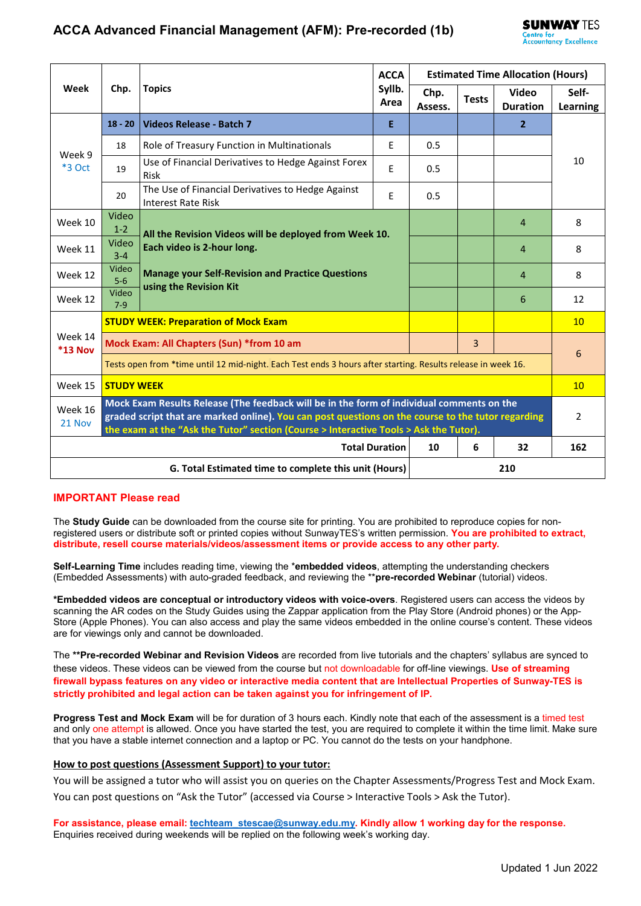# ACCA Advanced Financial Management (AFM): Pre-recorded (1b)

SUNWAY TES Centre for Accountancy Excellence

| Week | Chp. | Topics | ACCA Syllb. Area | Estimated Time Allocation (Hours) | | | |
|---|---|---|---|---|---|---|---|
| | | | | Chp. Assess. | Tests | Video Duration | Self-Learning |
| Week 9 *3 Oct | 18 - 20 | **Videos Release - Batch 7** | **E** | | | **2** | 10 |
| | 18 | Role of Treasury Function in Multinationals | E | 0.5 | | | |
| | 19 | Use of Financial Derivatives to Hedge Against Forex Risk | E | 0.5 | | | |
| | 20 | The Use of Financial Derivatives to Hedge Against Interest Rate Risk | E | 0.5 | | | |
| Week 10 | Video 1-2 | **All the Revision Videos will be deployed from Week 10. Each video is 2-hour long. Manage your Self-Revision and Practice Questions using the Revision Kit** | | | | 4 | 8 |
| Week 11 | Video 3-4 | | | | | 4 | 8 |
| Week 12 | Video 5-6 | | | | | 4 | 8 |
| Week 12 | Video 7-9 | | | | | 6 | 12 |
| Week 14 *13 Nov | **STUDY WEEK: Preparation of Mock Exam** | | | | | | 10 |
| | **Mock Exam: All Chapters (Sun) *from 10 am** | | | | 3 | | 6 |
| | Tests open from *time until 12 mid-night. Each Test ends 3 hours after starting. Results release in week 16. | | | | | | |
| Week 15 | **STUDY WEEK** | | | | | | 10 |
| Week 16 21 Nov | **Mock Exam Results Release (The feedback will be in the form of individual comments on the graded script that are marked online). You can post questions on the course to the tutor regarding the exam at the "Ask the Tutor" section (Course > Interactive Tools > Ask the Tutor).** | | | | | | 2 |
| **Total Duration** | | | | **10** | **6** | **32** | **162** |
| **G. Total Estimated time to complete this unit (Hours)** | | | | **210** | | | |

## IMPORTANT Please read

The **Study Guide** can be downloaded from the course site for printing. You are prohibited to reproduce copies for non-registered users or distribute soft or printed copies without SunwayTES's written permission. **You are prohibited to extract, distribute, resell course materials/videos/assessment items or provide access to any other party.**

**Self-Learning Time** includes reading time, viewing the ***embedded videos**, attempting the understanding checkers (Embedded Assessments) with auto-graded feedback, and reviewing the ****pre-recorded Webinar** (tutorial) videos.

***Embedded videos are conceptual or introductory videos with voice-overs**. Registered users can access the videos by scanning the AR codes on the Study Guides using the Zappar application from the Play Store (Android phones) or the App-Store (Apple Phones). You can also access and play the same videos embedded in the online course's content. These videos are for viewings only and cannot be downloaded.

The ****Pre-recorded Webinar and Revision Videos** are recorded from live tutorials and the chapters' syllabus are synced to these videos. These videos can be viewed from the course but not downloadable for off-line viewings. **Use of streaming firewall bypass features on any video or interactive media content that are Intellectual Properties of Sunway-TES is strictly prohibited and legal action can be taken against you for infringement of IP.**

**Progress Test and Mock Exam** will be for duration of 3 hours each. Kindly note that each of the assessment is a timed test and only one attempt is allowed. Once you have started the test, you are required to complete it within the time limit. Make sure that you have a stable internet connection and a laptop or PC. You cannot do the tests on your handphone.

**How to post questions (Assessment Support) to your tutor:**

You will be assigned a tutor who will assist you on queries on the Chapter Assessments/Progress Test and Mock Exam. You can post questions on "Ask the Tutor" (accessed via Course > Interactive Tools > Ask the Tutor).

**For assistance, please email: techteam_stescae@sunway.edu.my. Kindly allow 1 working day for the response.**
Enquiries received during weekends will be replied on the following week's working day.

Updated 1 Jun 2022